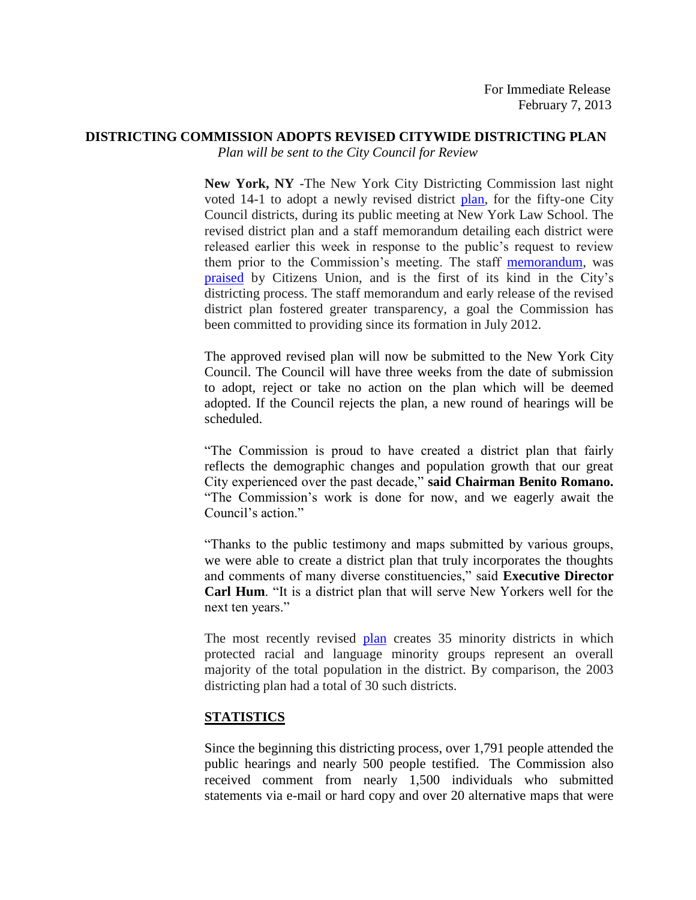For Immediate Release
February 7, 2013

# DISTRICTING COMMISSION ADOPTS REVISED CITYWIDE DISTRICTING PLAN

*Plan will be sent to the City Council for Review*

**New York, NY** -The New York City Districting Commission last night voted 14-1 to adopt a newly revised district plan, for the fifty-one City Council districts, during its public meeting at New York Law School. The revised district plan and a staff memorandum detailing each district were released earlier this week in response to the public's request to review them prior to the Commission's meeting. The staff memorandum, was praised by Citizens Union, and is the first of its kind in the City's districting process. The staff memorandum and early release of the revised district plan fostered greater transparency, a goal the Commission has been committed to providing since its formation in July 2012.

The approved revised plan will now be submitted to the New York City Council. The Council will have three weeks from the date of submission to adopt, reject or take no action on the plan which will be deemed adopted. If the Council rejects the plan, a new round of hearings will be scheduled.

"The Commission is proud to have created a district plan that fairly reflects the demographic changes and population growth that our great City experienced over the past decade," **said Chairman Benito Romano.** "The Commission's work is done for now, and we eagerly await the Council's action."

"Thanks to the public testimony and maps submitted by various groups, we were able to create a district plan that truly incorporates the thoughts and comments of many diverse constituencies," said **Executive Director Carl Hum**. "It is a district plan that will serve New Yorkers well for the next ten years."

The most recently revised plan creates 35 minority districts in which protected racial and language minority groups represent an overall majority of the total population in the district. By comparison, the 2003 districting plan had a total of 30 such districts.

## STATISTICS

Since the beginning this districting process, over 1,791 people attended the public hearings and nearly 500 people testified. The Commission also received comment from nearly 1,500 individuals who submitted statements via e-mail or hard copy and over 20 alternative maps that were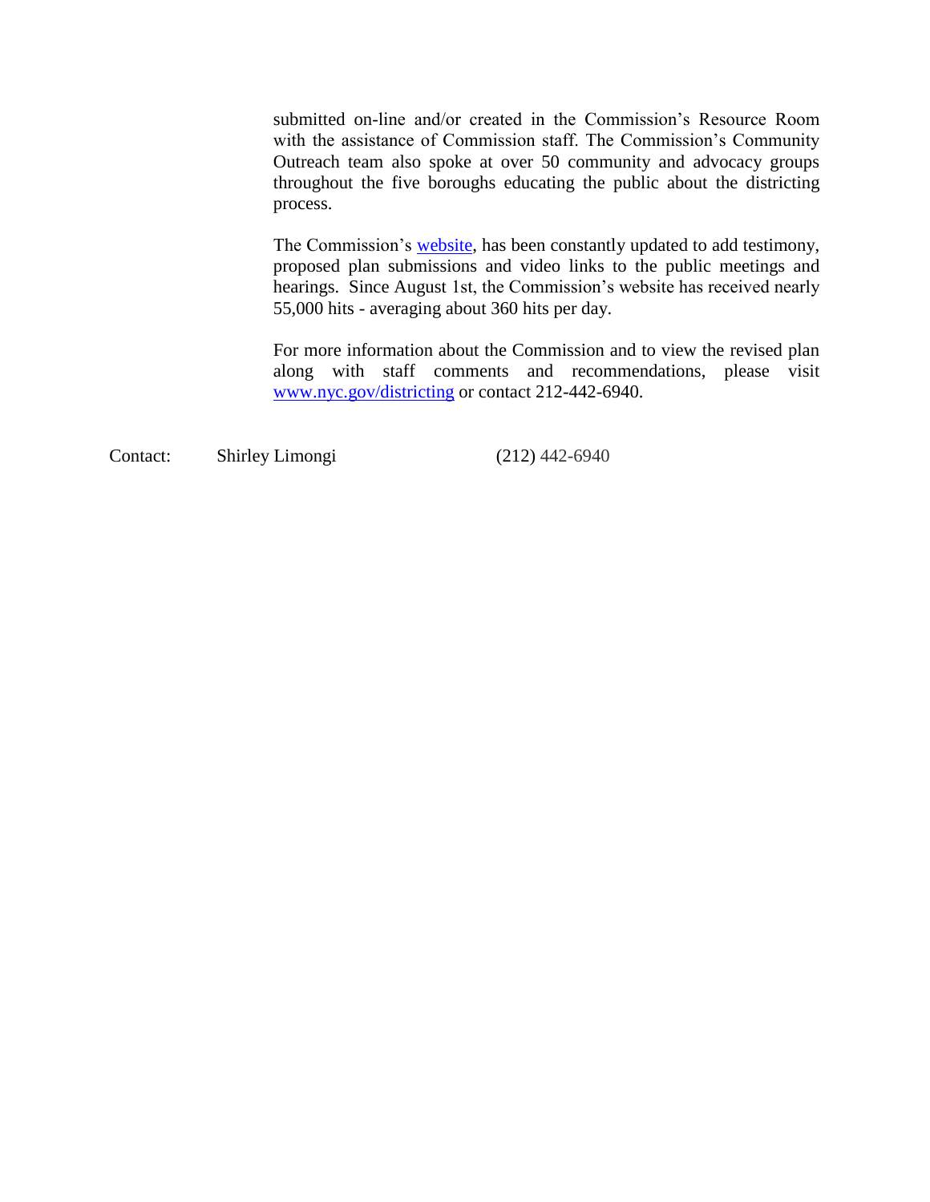submitted on-line and/or created in the Commission's Resource Room with the assistance of Commission staff. The Commission's Community Outreach team also spoke at over 50 community and advocacy groups throughout the five boroughs educating the public about the districting process.

The Commission's website, has been constantly updated to add testimony, proposed plan submissions and video links to the public meetings and hearings. Since August 1st, the Commission's website has received nearly 55,000 hits - averaging about 360 hits per day.

For more information about the Commission and to view the revised plan along with staff comments and recommendations, please visit www.nyc.gov/districting or contact 212-442-6940.

Contact: Shirley Limongi (212) 442-6940